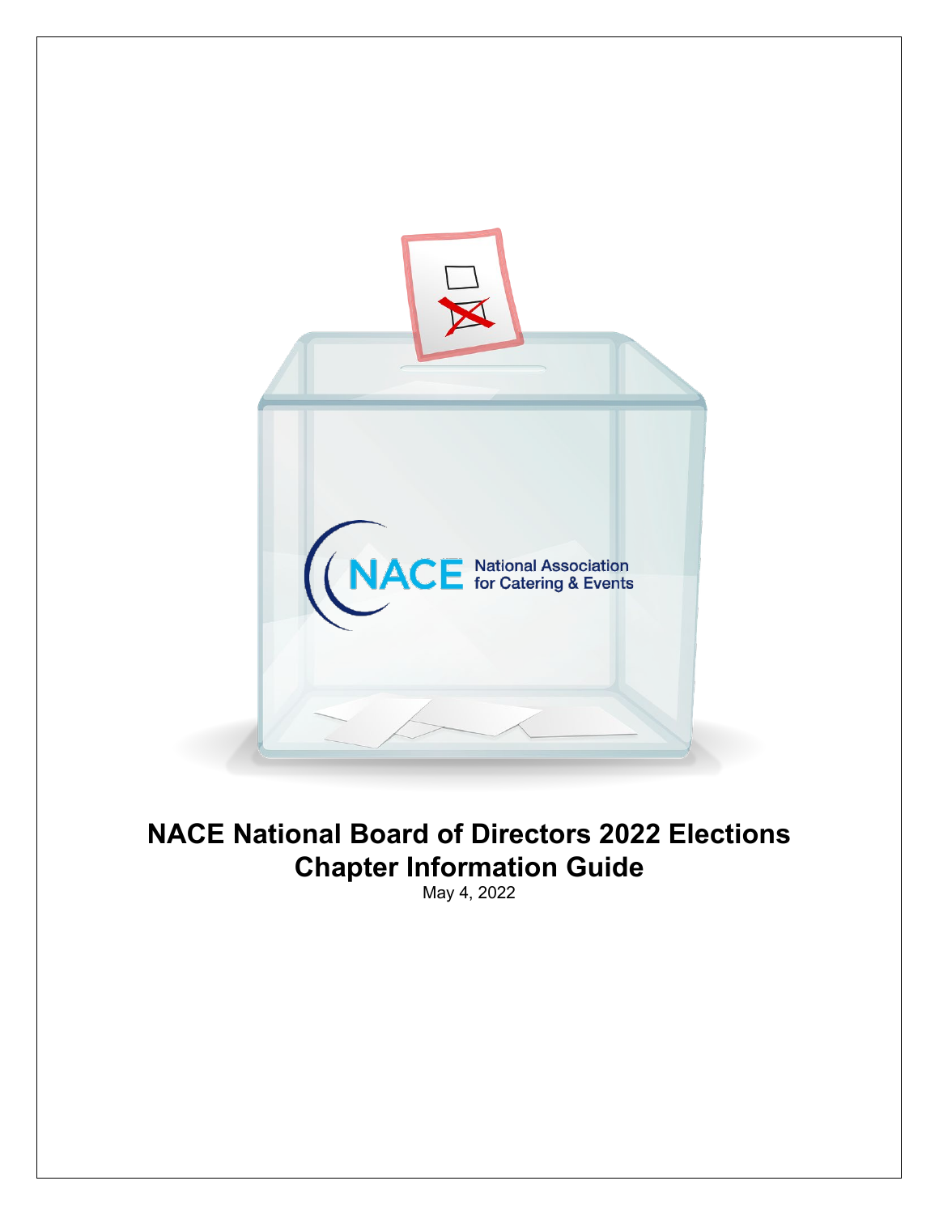# NACE National Board of Directors 2022 Elections Chapter Information Guide

May 4, 2022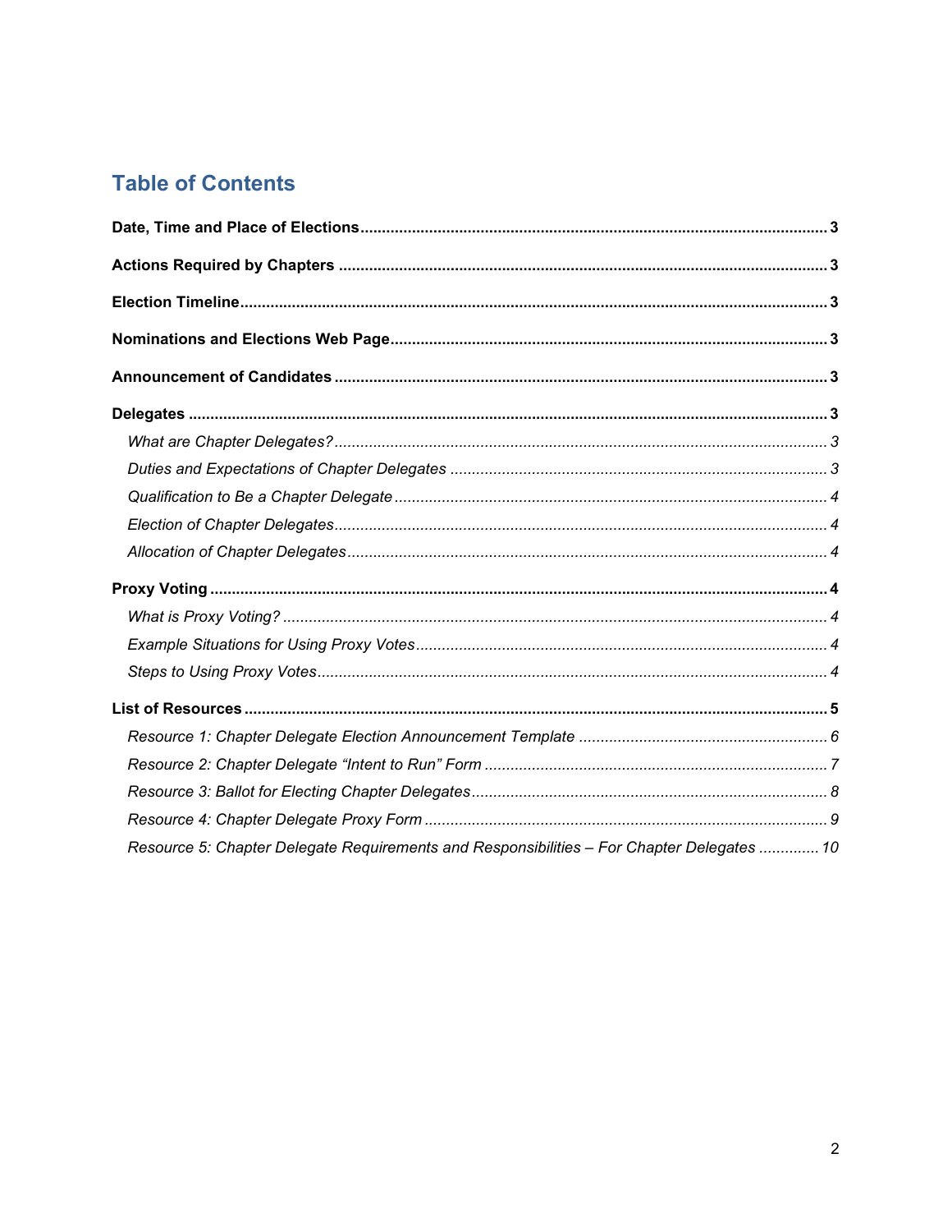# Table of Contents

**Date, Time and Place of Elections** .......... **3**

**Actions Required by Chapters** .......... **3**

**Election Timeline** .......... **3**

**Nominations and Elections Web Page** .......... **3**

**Announcement of Candidates** .......... **3**

**Delegates** .......... **3**

- *What are Chapter Delegates?* .......... *3*
- *Duties and Expectations of Chapter Delegates* .......... *3*
- *Qualification to Be a Chapter Delegate* .......... *4*
- *Election of Chapter Delegates* .......... *4*
- *Allocation of Chapter Delegates* .......... *4*

**Proxy Voting** .......... **4**

- *What is Proxy Voting?* .......... *4*
- *Example Situations for Using Proxy Votes* .......... *4*
- *Steps to Using Proxy Votes* .......... *4*

**List of Resources** .......... **5**

- *Resource 1: Chapter Delegate Election Announcement Template* .......... *6*
- *Resource 2: Chapter Delegate "Intent to Run" Form* .......... *7*
- *Resource 3: Ballot for Electing Chapter Delegates* .......... *8*
- *Resource 4: Chapter Delegate Proxy Form* .......... *9*
- *Resource 5: Chapter Delegate Requirements and Responsibilities – For Chapter Delegates* .......... *10*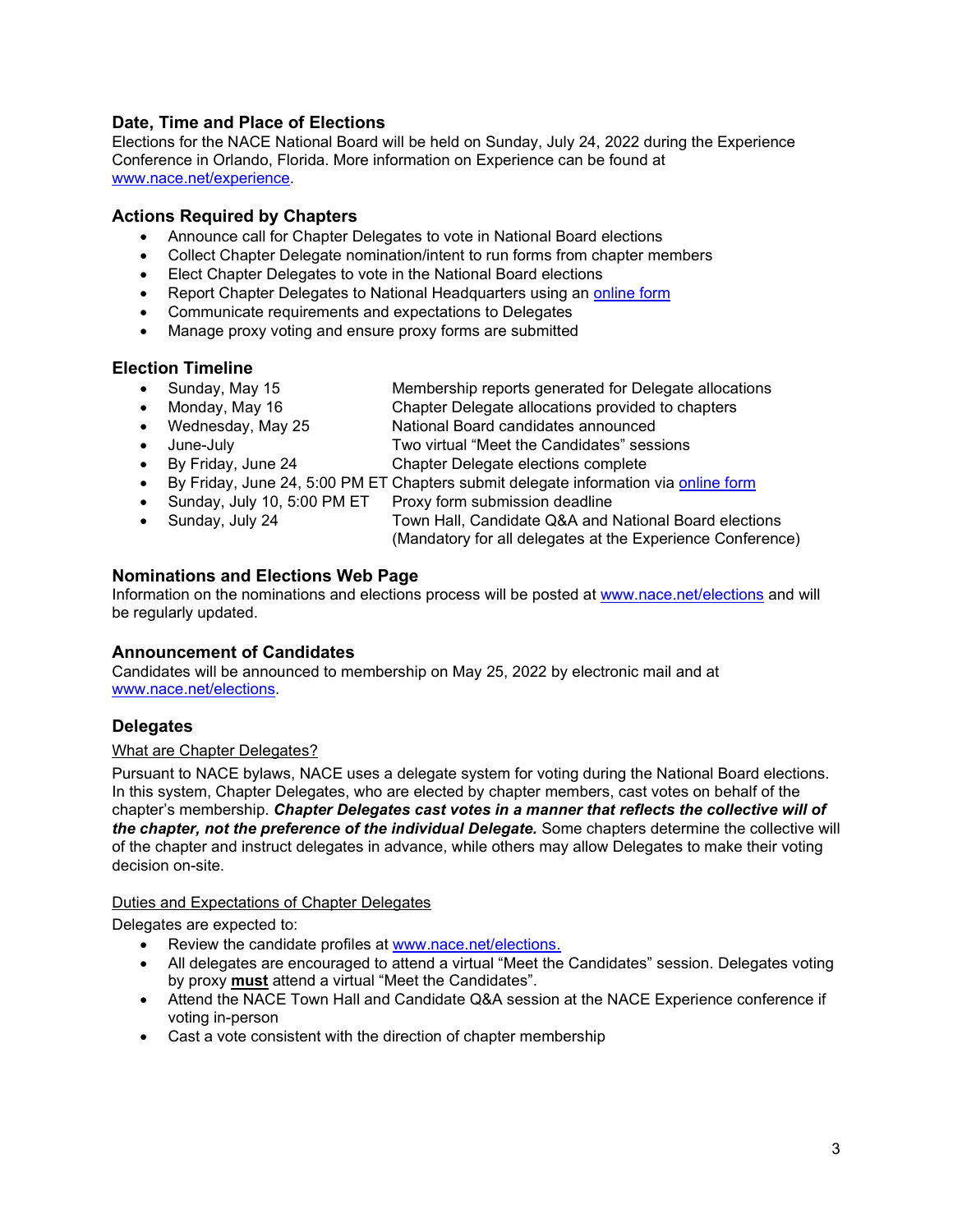### Date, Time and Place of Elections

Elections for the NACE National Board will be held on Sunday, July 24, 2022 during the Experience Conference in Orlando, Florida. More information on Experience can be found at www.nace.net/experience.

### Actions Required by Chapters

- Announce call for Chapter Delegates to vote in National Board elections
- Collect Chapter Delegate nomination/intent to run forms from chapter members
- Elect Chapter Delegates to vote in the National Board elections
- Report Chapter Delegates to National Headquarters using an online form
- Communicate requirements and expectations to Delegates
- Manage proxy voting and ensure proxy forms are submitted

### Election Timeline

| | |
|---|---|
| Sunday, May 15 | Membership reports generated for Delegate allocations |
| Monday, May 16 | Chapter Delegate allocations provided to chapters |
| Wednesday, May 25 | National Board candidates announced |
| June-July | Two virtual "Meet the Candidates" sessions |
| By Friday, June 24 | Chapter Delegate elections complete |
| By Friday, June 24, 5:00 PM ET | Chapters submit delegate information via online form |
| Sunday, July 10, 5:00 PM ET | Proxy form submission deadline |
| Sunday, July 24 | Town Hall, Candidate Q&A and National Board elections (Mandatory for all delegates at the Experience Conference) |

### Nominations and Elections Web Page

Information on the nominations and elections process will be posted at www.nace.net/elections and will be regularly updated.

### Announcement of Candidates

Candidates will be announced to membership on May 25, 2022 by electronic mail and at www.nace.net/elections.

### Delegates

What are Chapter Delegates?

Pursuant to NACE bylaws, NACE uses a delegate system for voting during the National Board elections. In this system, Chapter Delegates, who are elected by chapter members, cast votes on behalf of the chapter's membership. ***Chapter Delegates cast votes in a manner that reflects the collective will of the chapter, not the preference of the individual Delegate.*** Some chapters determine the collective will of the chapter and instruct delegates in advance, while others may allow Delegates to make their voting decision on-site.

Duties and Expectations of Chapter Delegates

Delegates are expected to:

- Review the candidate profiles at www.nace.net/elections.
- All delegates are encouraged to attend a virtual "Meet the Candidates" session. Delegates voting by proxy **must** attend a virtual "Meet the Candidates".
- Attend the NACE Town Hall and Candidate Q&A session at the NACE Experience conference if voting in-person
- Cast a vote consistent with the direction of chapter membership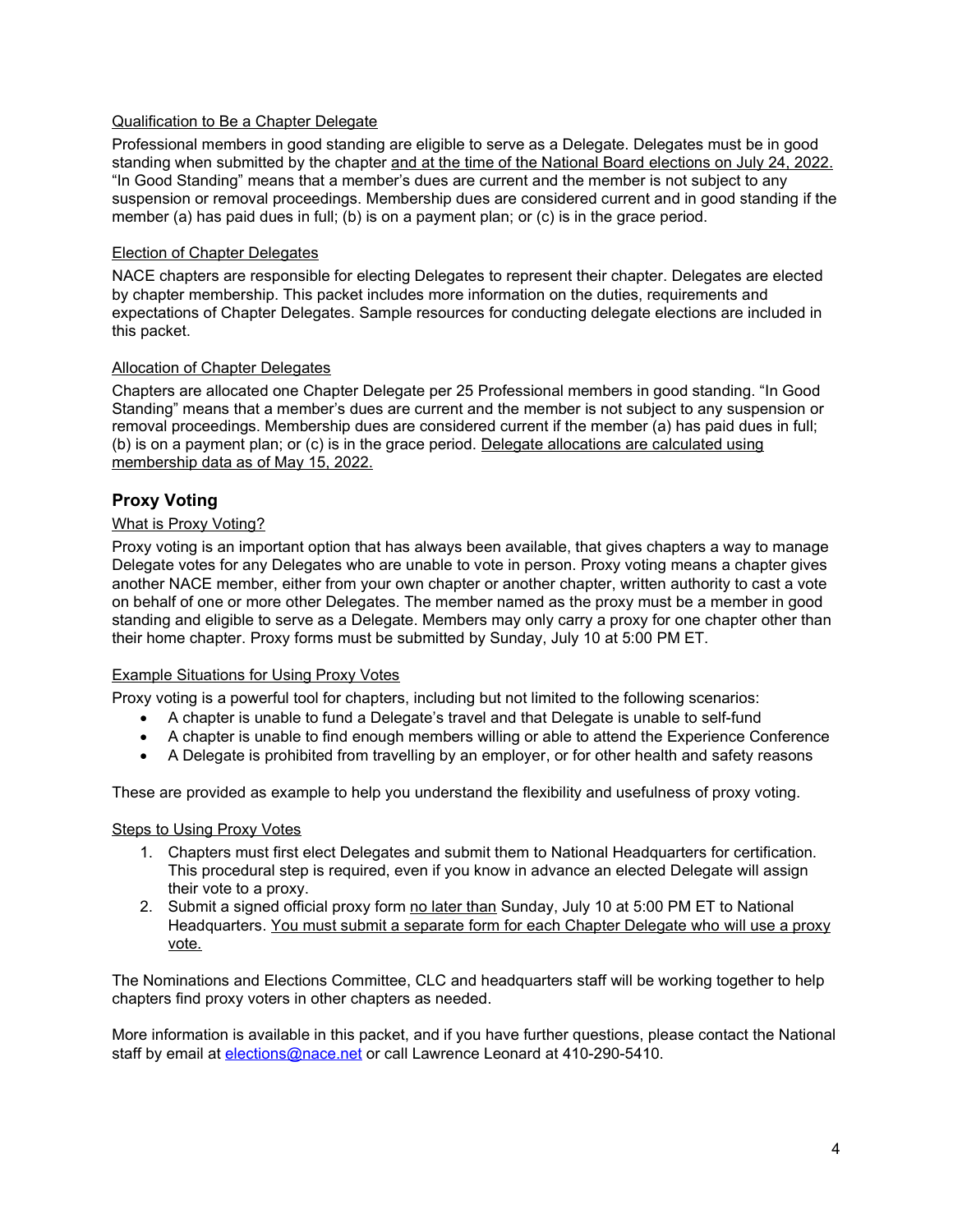Qualification to Be a Chapter Delegate

Professional members in good standing are eligible to serve as a Delegate. Delegates must be in good standing when submitted by the chapter and at the time of the National Board elections on July 24, 2022. "In Good Standing" means that a member's dues are current and the member is not subject to any suspension or removal proceedings. Membership dues are considered current and in good standing if the member (a) has paid dues in full; (b) is on a payment plan; or (c) is in the grace period.

Election of Chapter Delegates

NACE chapters are responsible for electing Delegates to represent their chapter. Delegates are elected by chapter membership. This packet includes more information on the duties, requirements and expectations of Chapter Delegates. Sample resources for conducting delegate elections are included in this packet.

Allocation of Chapter Delegates

Chapters are allocated one Chapter Delegate per 25 Professional members in good standing. "In Good Standing" means that a member's dues are current and the member is not subject to any suspension or removal proceedings. Membership dues are considered current if the member (a) has paid dues in full; (b) is on a payment plan; or (c) is in the grace period. Delegate allocations are calculated using membership data as of May 15, 2022.

## Proxy Voting

What is Proxy Voting?

Proxy voting is an important option that has always been available, that gives chapters a way to manage Delegate votes for any Delegates who are unable to vote in person. Proxy voting means a chapter gives another NACE member, either from your own chapter or another chapter, written authority to cast a vote on behalf of one or more other Delegates. The member named as the proxy must be a member in good standing and eligible to serve as a Delegate. Members may only carry a proxy for one chapter other than their home chapter. Proxy forms must be submitted by Sunday, July 10 at 5:00 PM ET.

Example Situations for Using Proxy Votes

Proxy voting is a powerful tool for chapters, including but not limited to the following scenarios:

- A chapter is unable to fund a Delegate's travel and that Delegate is unable to self-fund
- A chapter is unable to find enough members willing or able to attend the Experience Conference
- A Delegate is prohibited from travelling by an employer, or for other health and safety reasons

These are provided as example to help you understand the flexibility and usefulness of proxy voting.

Steps to Using Proxy Votes

1. Chapters must first elect Delegates and submit them to National Headquarters for certification. This procedural step is required, even if you know in advance an elected Delegate will assign their vote to a proxy.
2. Submit a signed official proxy form no later than Sunday, July 10 at 5:00 PM ET to National Headquarters. You must submit a separate form for each Chapter Delegate who will use a proxy vote.

The Nominations and Elections Committee, CLC and headquarters staff will be working together to help chapters find proxy voters in other chapters as needed.

More information is available in this packet, and if you have further questions, please contact the National staff by email at elections@nace.net or call Lawrence Leonard at 410-290-5410.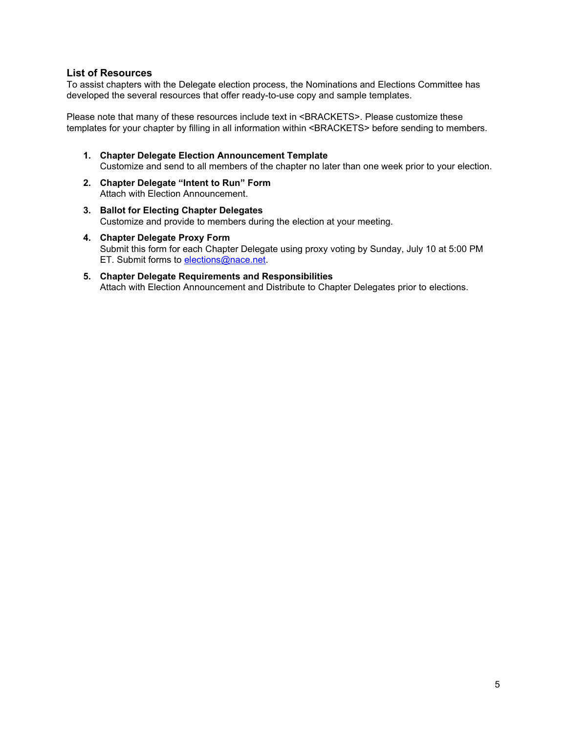### List of Resources

To assist chapters with the Delegate election process, the Nominations and Elections Committee has developed the several resources that offer ready-to-use copy and sample templates.

Please note that many of these resources include text in <BRACKETS>. Please customize these templates for your chapter by filling in all information within <BRACKETS> before sending to members.

1. **Chapter Delegate Election Announcement Template**
   Customize and send to all members of the chapter no later than one week prior to your election.
2. **Chapter Delegate "Intent to Run" Form**
   Attach with Election Announcement.
3. **Ballot for Electing Chapter Delegates**
   Customize and provide to members during the election at your meeting.
4. **Chapter Delegate Proxy Form**
   Submit this form for each Chapter Delegate using proxy voting by Sunday, July 10 at 5:00 PM ET. Submit forms to elections@nace.net.
5. **Chapter Delegate Requirements and Responsibilities**
   Attach with Election Announcement and Distribute to Chapter Delegates prior to elections.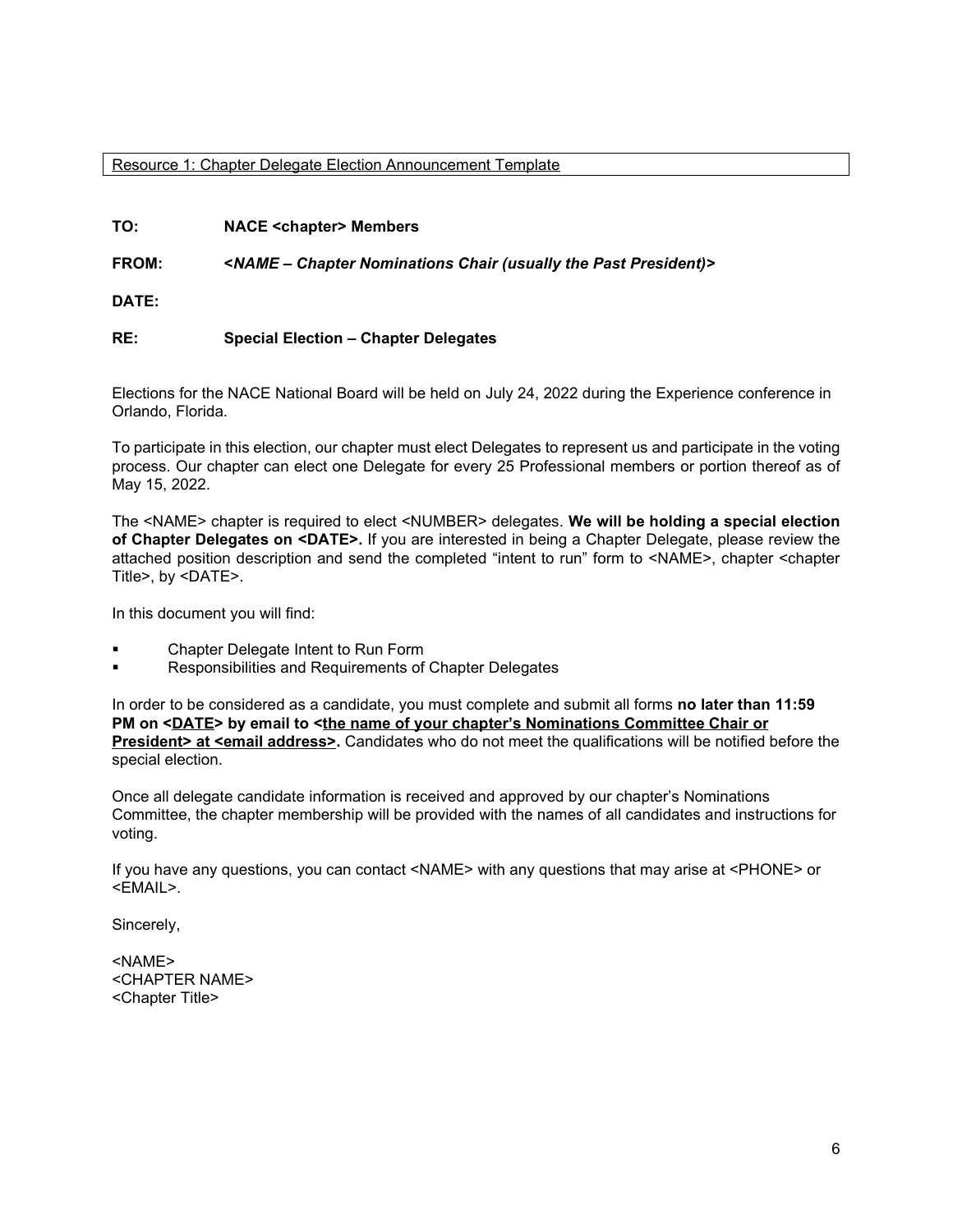Resource 1: Chapter Delegate Election Announcement Template

**TO:** **NACE <chapter> Members**

**FROM:** ***<NAME – Chapter Nominations Chair (usually the Past President)>***

**DATE:**

**RE:** **Special Election – Chapter Delegates**

Elections for the NACE National Board will be held on July 24, 2022 during the Experience conference in Orlando, Florida.

To participate in this election, our chapter must elect Delegates to represent us and participate in the voting process. Our chapter can elect one Delegate for every 25 Professional members or portion thereof as of May 15, 2022.

The <NAME> chapter is required to elect <NUMBER> delegates. **We will be holding a special election of Chapter Delegates on <DATE>.** If you are interested in being a Chapter Delegate, please review the attached position description and send the completed "intent to run" form to <NAME>, chapter <chapter Title>, by <DATE>.

In this document you will find:

- Chapter Delegate Intent to Run Form
- Responsibilities and Requirements of Chapter Delegates

In order to be considered as a candidate, you must complete and submit all forms **no later than 11:59 PM on <DATE> by email to <the name of your chapter's Nominations Committee Chair or President> at <email address>.** Candidates who do not meet the qualifications will be notified before the special election.

Once all delegate candidate information is received and approved by our chapter's Nominations Committee, the chapter membership will be provided with the names of all candidates and instructions for voting.

If you have any questions, you can contact <NAME> with any questions that may arise at <PHONE> or <EMAIL>.

Sincerely,

<NAME>
<CHAPTER NAME>
<Chapter Title>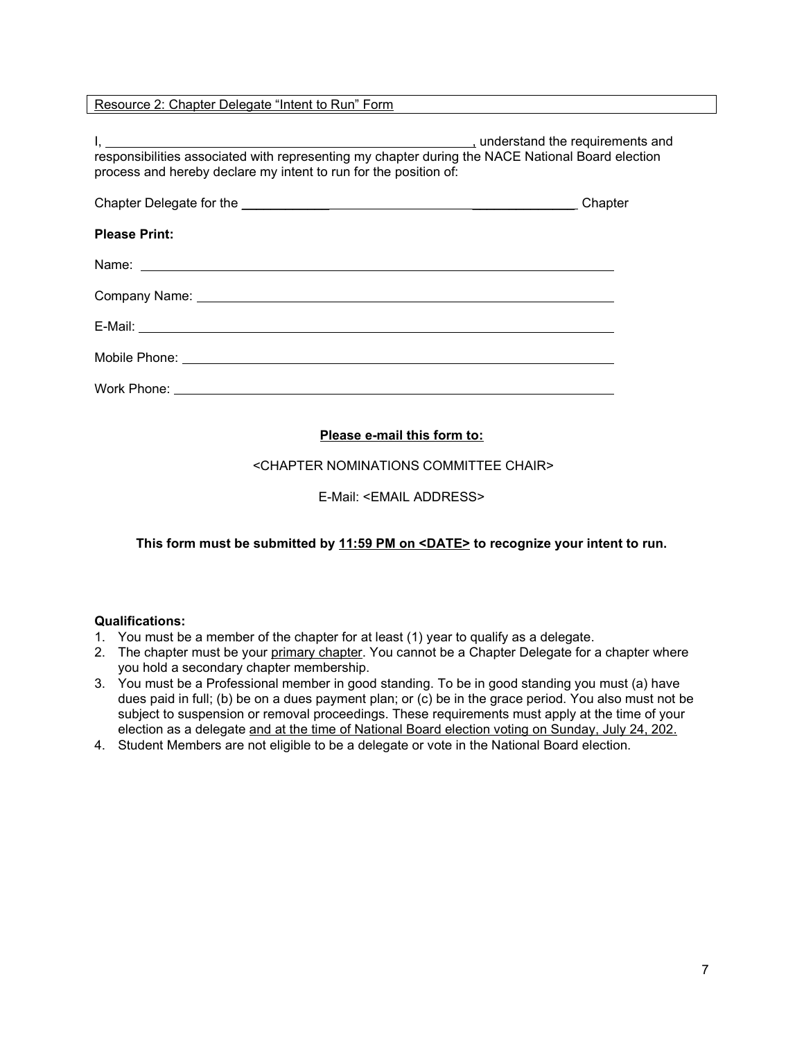Resource 2: Chapter Delegate "Intent to Run" Form

I, ________________________________________________, understand the requirements and responsibilities associated with representing my chapter during the NACE National Board election process and hereby declare my intent to run for the position of:

Chapter Delegate for the ______________________________________________ Chapter

**Please Print:**

Name: ____________________________________________________________

Company Name: _____________________________________________________

E-Mail: ____________________________________________________________

Mobile Phone: ______________________________________________________

Work Phone: _______________________________________________________

**Please e-mail this form to:**

<CHAPTER NOMINATIONS COMMITTEE CHAIR>

E-Mail: <EMAIL ADDRESS>

**This form must be submitted by 11:59 PM on <DATE> to recognize your intent to run.**

**Qualifications:**

1. You must be a member of the chapter for at least (1) year to qualify as a delegate.
2. The chapter must be your primary chapter. You cannot be a Chapter Delegate for a chapter where you hold a secondary chapter membership.
3. You must be a Professional member in good standing. To be in good standing you must (a) have dues paid in full; (b) be on a dues payment plan; or (c) be in the grace period. You also must not be subject to suspension or removal proceedings. These requirements must apply at the time of your election as a delegate and at the time of National Board election voting on Sunday, July 24, 202.
4. Student Members are not eligible to be a delegate or vote in the National Board election.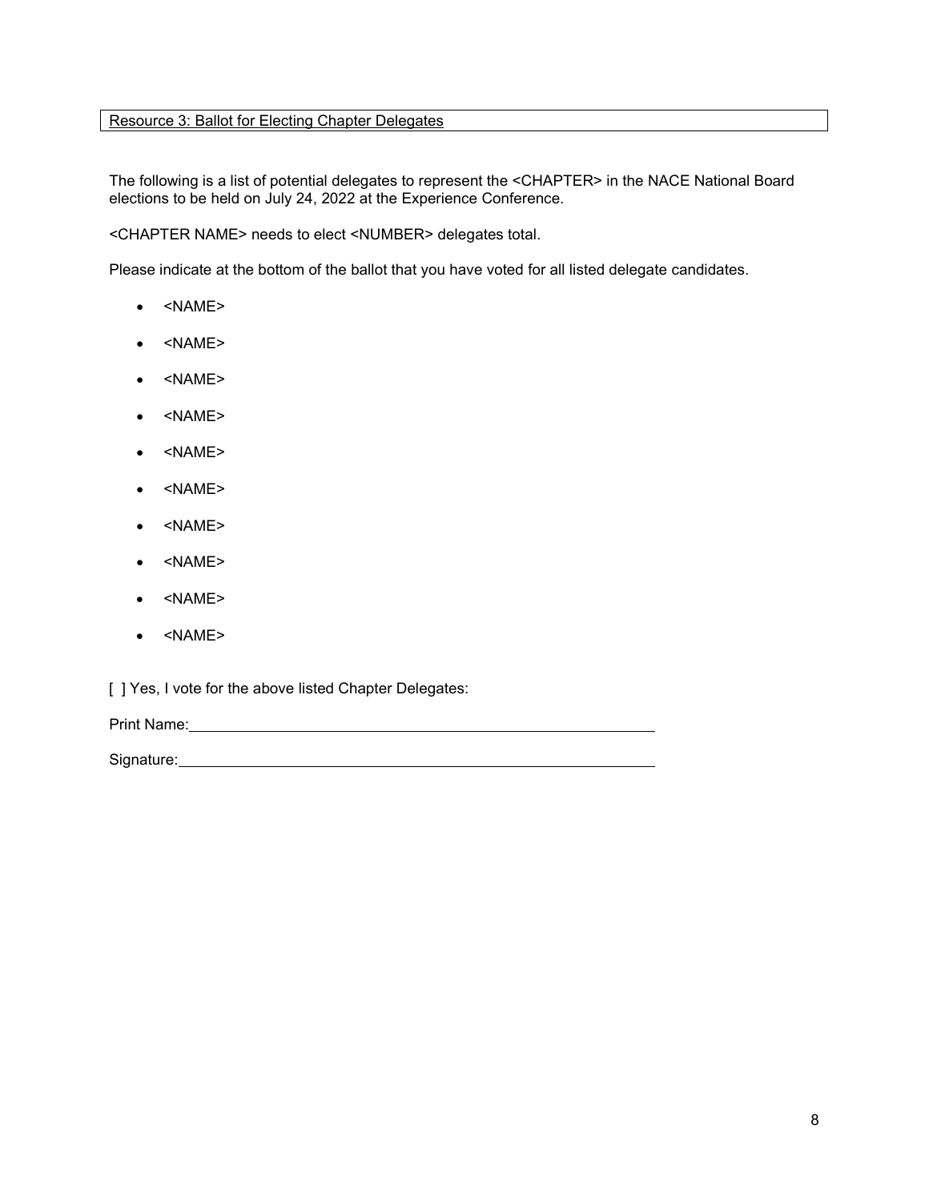Resource 3: Ballot for Electing Chapter Delegates

The following is a list of potential delegates to represent the <CHAPTER> in the NACE National Board elections to be held on July 24, 2022 at the Experience Conference.

<CHAPTER NAME> needs to elect <NUMBER> delegates total.

Please indicate at the bottom of the ballot that you have voted for all listed delegate candidates.

- <NAME>
- <NAME>
- <NAME>
- <NAME>
- <NAME>
- <NAME>
- <NAME>
- <NAME>
- <NAME>
- <NAME>

[ ] Yes, I vote for the above listed Chapter Delegates:

Print Name:\_\_\_\_\_\_\_\_\_\_\_\_\_\_\_\_\_\_\_\_\_\_\_\_\_\_\_\_\_\_\_\_\_\_\_\_\_\_\_\_\_\_\_\_\_\_\_\_

Signature:\_\_\_\_\_\_\_\_\_\_\_\_\_\_\_\_\_\_\_\_\_\_\_\_\_\_\_\_\_\_\_\_\_\_\_\_\_\_\_\_\_\_\_\_\_\_\_\_\_\_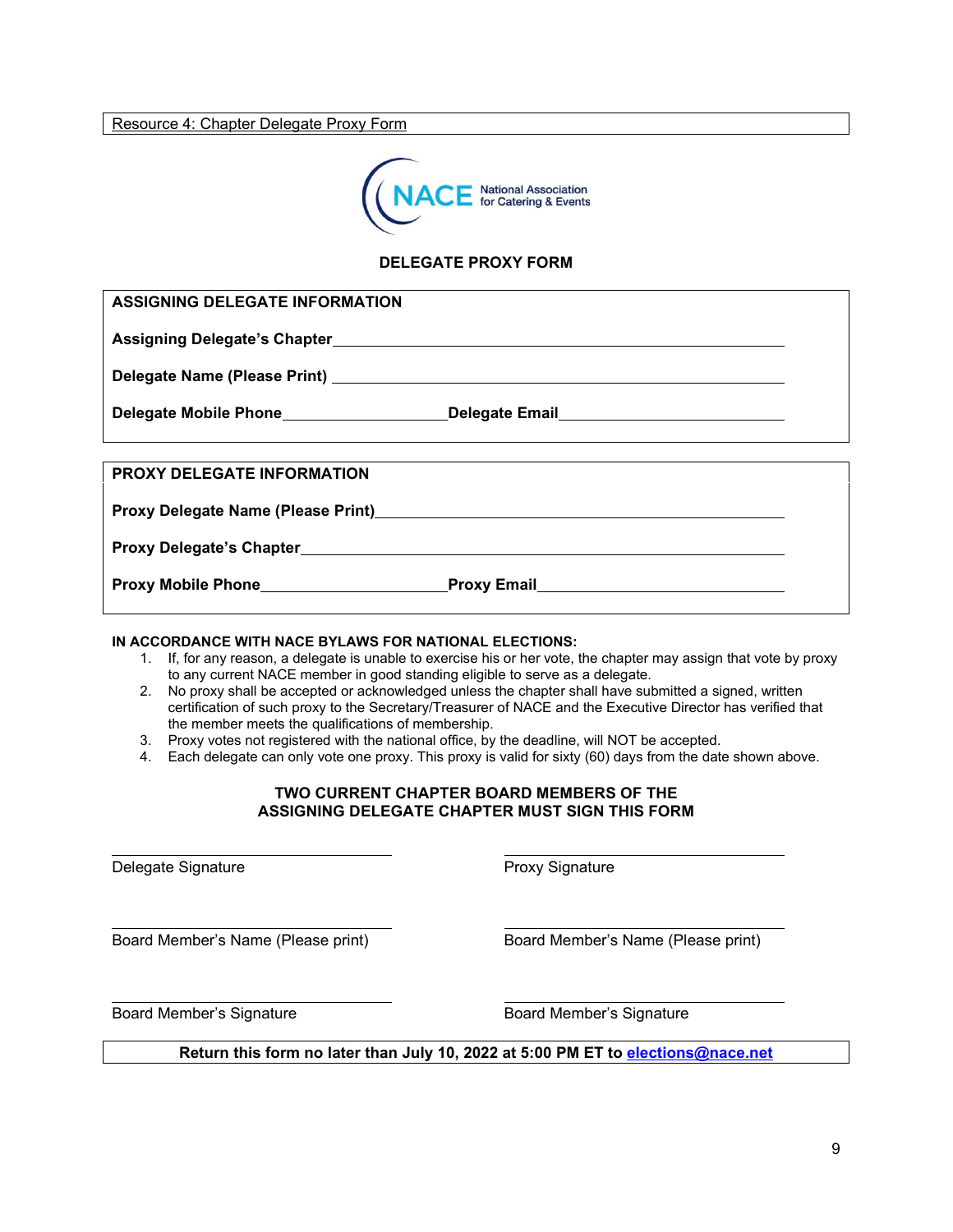Resource 4: Chapter Delegate Proxy Form

NACE National Association for Catering & Events

## DELEGATE PROXY FORM

**ASSIGNING DELEGATE INFORMATION**

**Assigning Delegate's Chapter** ______________________________

**Delegate Name (Please Print)** ______________________________

**Delegate Mobile Phone** ____________________ **Delegate Email** ____________________

**PROXY DELEGATE INFORMATION**

**Proxy Delegate Name (Please Print)** ______________________________

**Proxy Delegate's Chapter** ______________________________

**Proxy Mobile Phone** ____________________ **Proxy Email** ____________________

**IN ACCORDANCE WITH NACE BYLAWS FOR NATIONAL ELECTIONS:**

1. If, for any reason, a delegate is unable to exercise his or her vote, the chapter may assign that vote by proxy to any current NACE member in good standing eligible to serve as a delegate.
2. No proxy shall be accepted or acknowledged unless the chapter shall have submitted a signed, written certification of such proxy to the Secretary/Treasurer of NACE and the Executive Director has verified that the member meets the qualifications of membership.
3. Proxy votes not registered with the national office, by the deadline, will NOT be accepted.
4. Each delegate can only vote one proxy. This proxy is valid for sixty (60) days from the date shown above.

**TWO CURRENT CHAPTER BOARD MEMBERS OF THE ASSIGNING DELEGATE CHAPTER MUST SIGN THIS FORM**

______________________________
Delegate Signature

______________________________
Proxy Signature

______________________________
Board Member's Name (Please print)

______________________________
Board Member's Name (Please print)

______________________________
Board Member's Signature

______________________________
Board Member's Signature

**Return this form no later than July 10, 2022 at 5:00 PM ET to elections@nace.net**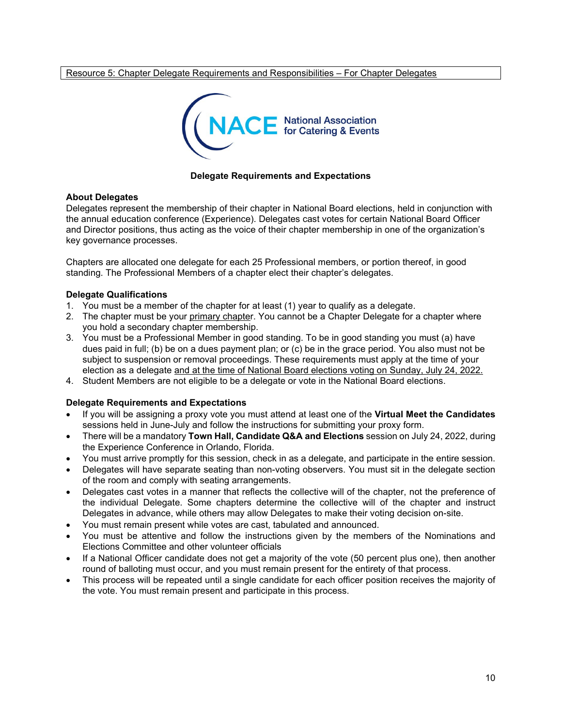Resource 5: Chapter Delegate Requirements and Responsibilities – For Chapter Delegates

NACE National Association for Catering & Events

## Delegate Requirements and Expectations

### About Delegates

Delegates represent the membership of their chapter in National Board elections, held in conjunction with the annual education conference (Experience). Delegates cast votes for certain National Board Officer and Director positions, thus acting as the voice of their chapter membership in one of the organization's key governance processes.

Chapters are allocated one delegate for each 25 Professional members, or portion thereof, in good standing. The Professional Members of a chapter elect their chapter's delegates.

### Delegate Qualifications

1. You must be a member of the chapter for at least (1) year to qualify as a delegate.
2. The chapter must be your primary chapter. You cannot be a Chapter Delegate for a chapter where you hold a secondary chapter membership.
3. You must be a Professional Member in good standing. To be in good standing you must (a) have dues paid in full; (b) be on a dues payment plan; or (c) be in the grace period. You also must not be subject to suspension or removal proceedings. These requirements must apply at the time of your election as a delegate and at the time of National Board elections voting on Sunday, July 24, 2022.
4. Student Members are not eligible to be a delegate or vote in the National Board elections.

### Delegate Requirements and Expectations

- If you will be assigning a proxy vote you must attend at least one of the **Virtual Meet the Candidates** sessions held in June-July and follow the instructions for submitting your proxy form.
- There will be a mandatory **Town Hall, Candidate Q&A and Elections** session on July 24, 2022, during the Experience Conference in Orlando, Florida.
- You must arrive promptly for this session, check in as a delegate, and participate in the entire session.
- Delegates will have separate seating than non-voting observers. You must sit in the delegate section of the room and comply with seating arrangements.
- Delegates cast votes in a manner that reflects the collective will of the chapter, not the preference of the individual Delegate. Some chapters determine the collective will of the chapter and instruct Delegates in advance, while others may allow Delegates to make their voting decision on-site.
- You must remain present while votes are cast, tabulated and announced.
- You must be attentive and follow the instructions given by the members of the Nominations and Elections Committee and other volunteer officials
- If a National Officer candidate does not get a majority of the vote (50 percent plus one), then another round of balloting must occur, and you must remain present for the entirety of that process.
- This process will be repeated until a single candidate for each officer position receives the majority of the vote. You must remain present and participate in this process.